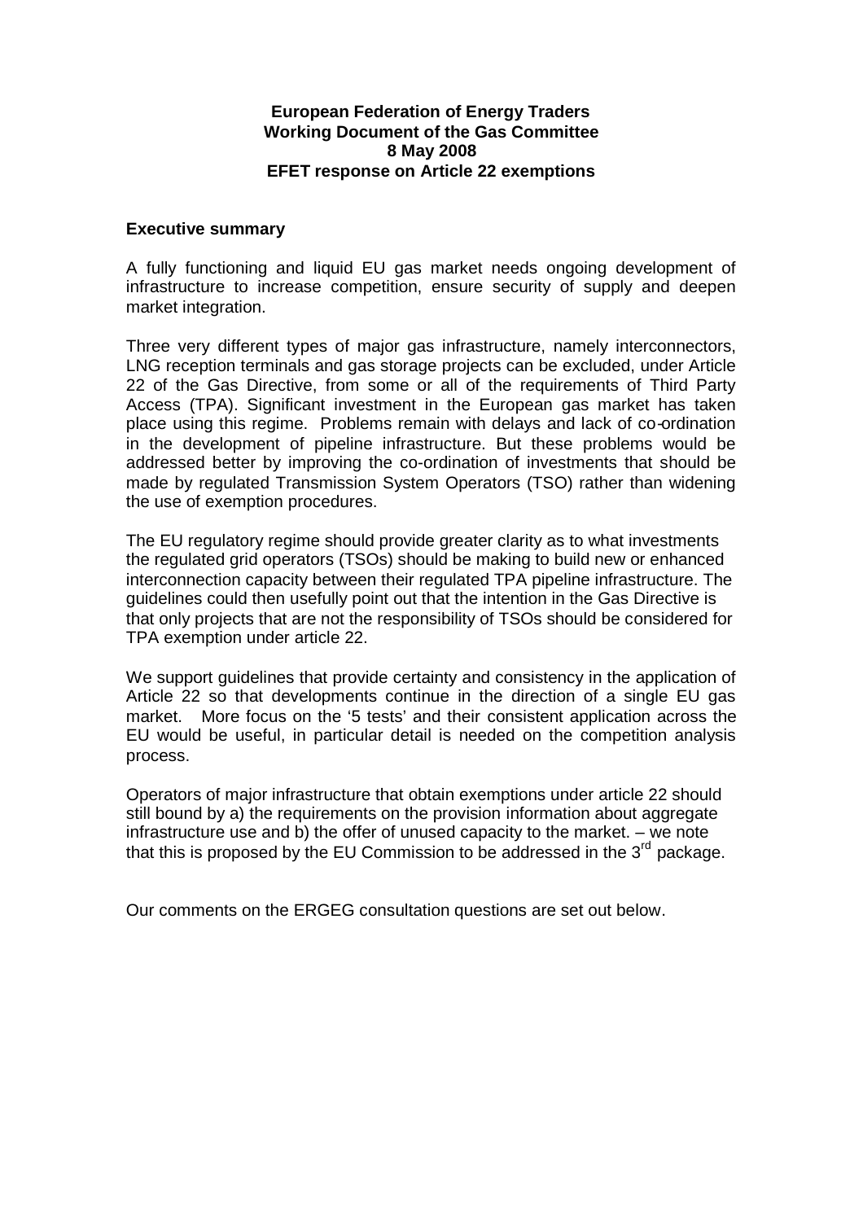**European Federation of Energy Traders**
**Working Document of the Gas Committee**
**8 May 2008**
**EFET response on Article 22 exemptions**

## Executive summary

A fully functioning and liquid EU gas market needs ongoing development of infrastructure to increase competition, ensure security of supply and deepen market integration.

Three very different types of major gas infrastructure, namely interconnectors, LNG reception terminals and gas storage projects can be excluded, under Article 22 of the Gas Directive, from some or all of the requirements of Third Party Access (TPA). Significant investment in the European gas market has taken place using this regime. Problems remain with delays and lack of co-ordination in the development of pipeline infrastructure. But these problems would be addressed better by improving the co-ordination of investments that should be made by regulated Transmission System Operators (TSO) rather than widening the use of exemption procedures.

The EU regulatory regime should provide greater clarity as to what investments the regulated grid operators (TSOs) should be making to build new or enhanced interconnection capacity between their regulated TPA pipeline infrastructure. The guidelines could then usefully point out that the intention in the Gas Directive is that only projects that are not the responsibility of TSOs should be considered for TPA exemption under article 22.

We support guidelines that provide certainty and consistency in the application of Article 22 so that developments continue in the direction of a single EU gas market. More focus on the '5 tests' and their consistent application across the EU would be useful, in particular detail is needed on the competition analysis process.

Operators of major infrastructure that obtain exemptions under article 22 should still bound by a) the requirements on the provision information about aggregate infrastructure use and b) the offer of unused capacity to the market. – we note that this is proposed by the EU Commission to be addressed in the 3rd package.

Our comments on the ERGEG consultation questions are set out below.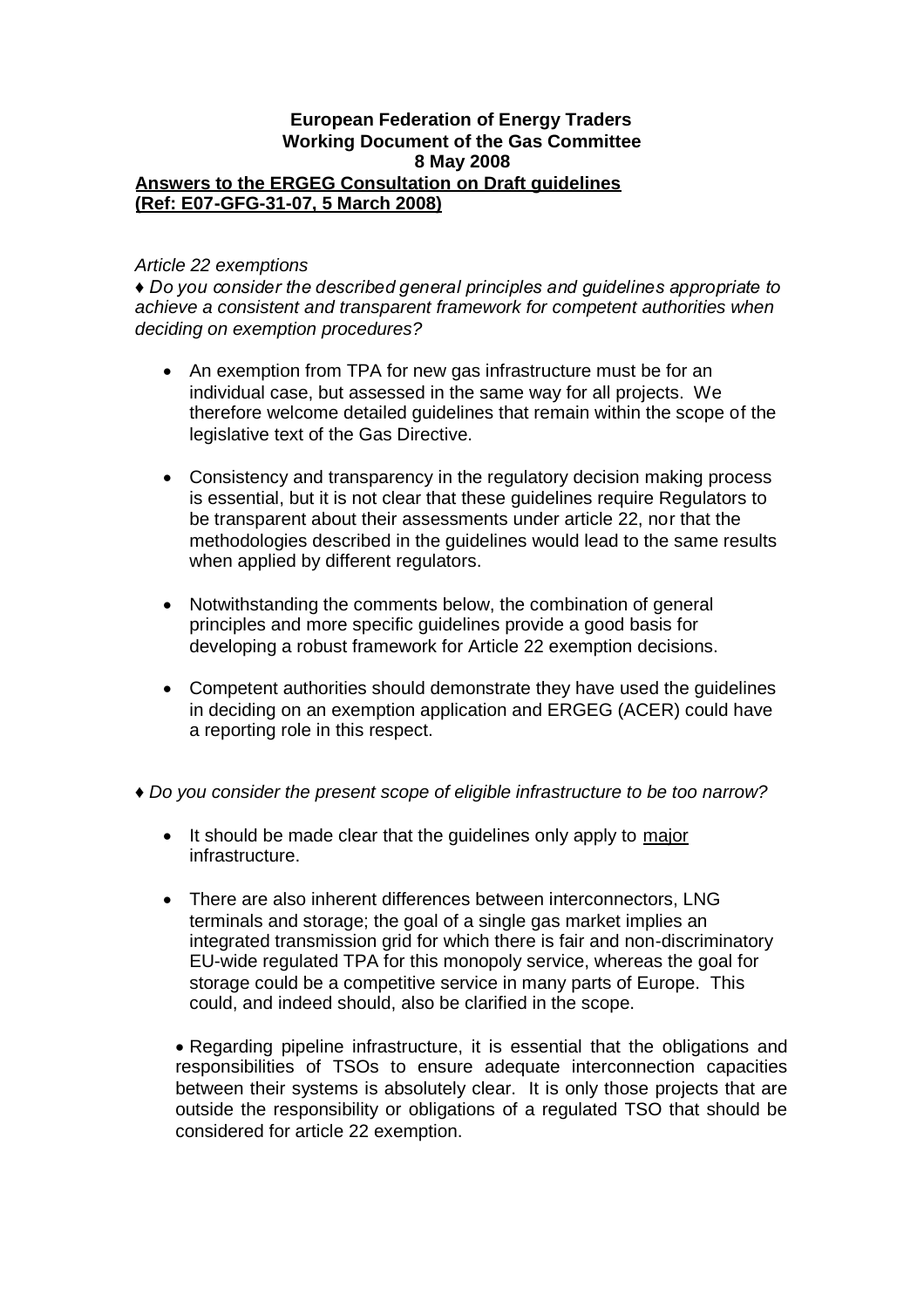**European Federation of Energy Traders**
**Working Document of the Gas Committee**
**8 May 2008**

**Answers to the ERGEG Consultation on Draft guidelines (Ref: E07-GFG-31-07, 5 March 2008)**

*Article 22 exemptions*

*♦ Do you consider the described general principles and guidelines appropriate to achieve a consistent and transparent framework for competent authorities when deciding on exemption procedures?*

- An exemption from TPA for new gas infrastructure must be for an individual case, but assessed in the same way for all projects. We therefore welcome detailed guidelines that remain within the scope of the legislative text of the Gas Directive.
- Consistency and transparency in the regulatory decision making process is essential, but it is not clear that these guidelines require Regulators to be transparent about their assessments under article 22, nor that the methodologies described in the guidelines would lead to the same results when applied by different regulators.
- Notwithstanding the comments below, the combination of general principles and more specific guidelines provide a good basis for developing a robust framework for Article 22 exemption decisions.
- Competent authorities should demonstrate they have used the guidelines in deciding on an exemption application and ERGEG (ACER) could have a reporting role in this respect.

*♦ Do you consider the present scope of eligible infrastructure to be too narrow?*

- It should be made clear that the guidelines only apply to <u>major</u> infrastructure.
- There are also inherent differences between interconnectors, LNG terminals and storage; the goal of a single gas market implies an integrated transmission grid for which there is fair and non-discriminatory EU-wide regulated TPA for this monopoly service, whereas the goal for storage could be a competitive service in many parts of Europe. This could, and indeed should, also be clarified in the scope.
- Regarding pipeline infrastructure, it is essential that the obligations and responsibilities of TSOs to ensure adequate interconnection capacities between their systems is absolutely clear. It is only those projects that are outside the responsibility or obligations of a regulated TSO that should be considered for article 22 exemption.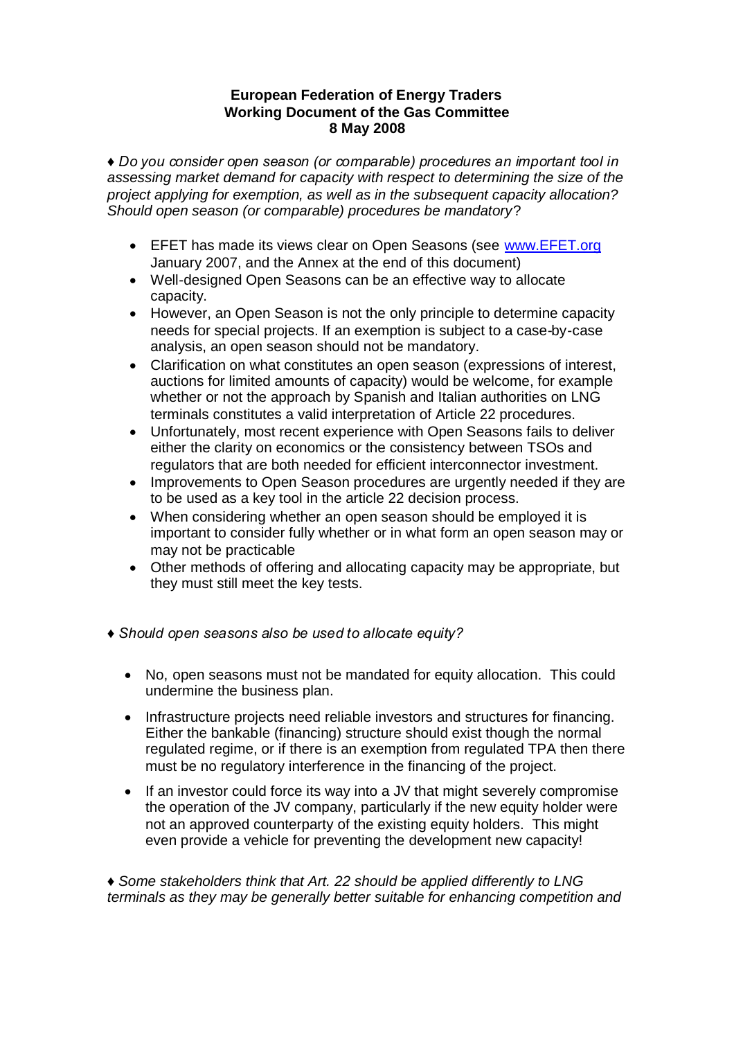**European Federation of Energy Traders**
**Working Document of the Gas Committee**
**8 May 2008**

♦ *Do you consider open season (or comparable) procedures an important tool in assessing market demand for capacity with respect to determining the size of the project applying for exemption, as well as in the subsequent capacity allocation? Should open season (or comparable) procedures be mandatory*?

- EFET has made its views clear on Open Seasons (see [www.EFET.org](http://www.EFET.org) January 2007, and the Annex at the end of this document)
- Well-designed Open Seasons can be an effective way to allocate capacity.
- However, an Open Season is not the only principle to determine capacity needs for special projects. If an exemption is subject to a case-by-case analysis, an open season should not be mandatory.
- Clarification on what constitutes an open season (expressions of interest, auctions for limited amounts of capacity) would be welcome, for example whether or not the approach by Spanish and Italian authorities on LNG terminals constitutes a valid interpretation of Article 22 procedures.
- Unfortunately, most recent experience with Open Seasons fails to deliver either the clarity on economics or the consistency between TSOs and regulators that are both needed for efficient interconnector investment.
- Improvements to Open Season procedures are urgently needed if they are to be used as a key tool in the article 22 decision process.
- When considering whether an open season should be employed it is important to consider fully whether or in what form an open season may or may not be practicable
- Other methods of offering and allocating capacity may be appropriate, but they must still meet the key tests.

♦ *Should open seasons also be used to allocate equity?*

- No, open seasons must not be mandated for equity allocation. This could undermine the business plan.
- Infrastructure projects need reliable investors and structures for financing. Either the bankable (financing) structure should exist though the normal regulated regime, or if there is an exemption from regulated TPA then there must be no regulatory interference in the financing of the project.
- If an investor could force its way into a JV that might severely compromise the operation of the JV company, particularly if the new equity holder were not an approved counterparty of the existing equity holders. This might even provide a vehicle for preventing the development new capacity!

♦ *Some stakeholders think that Art. 22 should be applied differently to LNG terminals as they may be generally better suitable for enhancing competition and*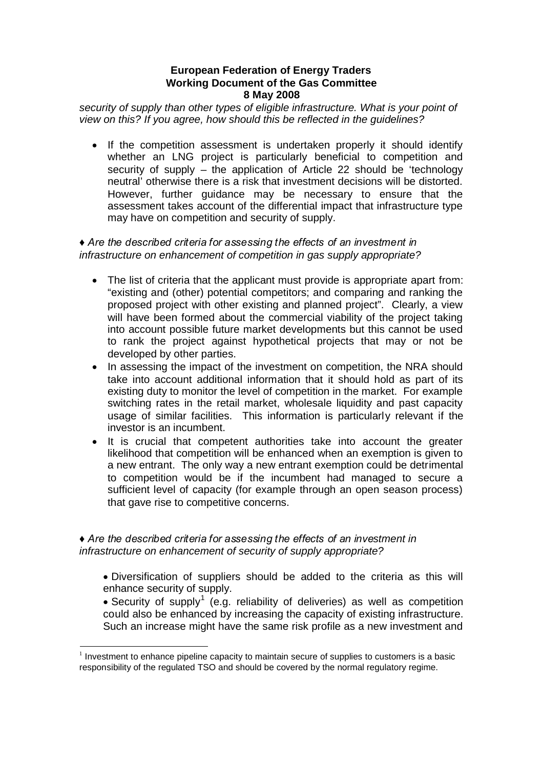*security of supply than other types of eligible infrastructure. What is your point of view on this? If you agree, how should this be reflected in the guidelines?*

- If the competition assessment is undertaken properly it should identify whether an LNG project is particularly beneficial to competition and security of supply – the application of Article 22 should be 'technology neutral' otherwise there is a risk that investment decisions will be distorted. However, further guidance may be necessary to ensure that the assessment takes account of the differential impact that infrastructure type may have on competition and security of supply.

♦ *Are the described criteria for assessing the effects of an investment in infrastructure on enhancement of competition in gas supply appropriate?*

- The list of criteria that the applicant must provide is appropriate apart from: "existing and (other) potential competitors; and comparing and ranking the proposed project with other existing and planned project". Clearly, a view will have been formed about the commercial viability of the project taking into account possible future market developments but this cannot be used to rank the project against hypothetical projects that may or not be developed by other parties.
- In assessing the impact of the investment on competition, the NRA should take into account additional information that it should hold as part of its existing duty to monitor the level of competition in the market. For example switching rates in the retail market, wholesale liquidity and past capacity usage of similar facilities. This information is particularly relevant if the investor is an incumbent.
- It is crucial that competent authorities take into account the greater likelihood that competition will be enhanced when an exemption is given to a new entrant. The only way a new entrant exemption could be detrimental to competition would be if the incumbent had managed to secure a sufficient level of capacity (for example through an open season process) that gave rise to competitive concerns.

♦ *Are the described criteria for assessing the effects of an investment in infrastructure on enhancement of security of supply appropriate?*

- Diversification of suppliers should be added to the criteria as this will enhance security of supply.
- Security of supply[1] (e.g. reliability of deliveries) as well as competition could also be enhanced by increasing the capacity of existing infrastructure. Such an increase might have the same risk profile as a new investment and

[1] Investment to enhance pipeline capacity to maintain secure of supplies to customers is a basic responsibility of the regulated TSO and should be covered by the normal regulatory regime.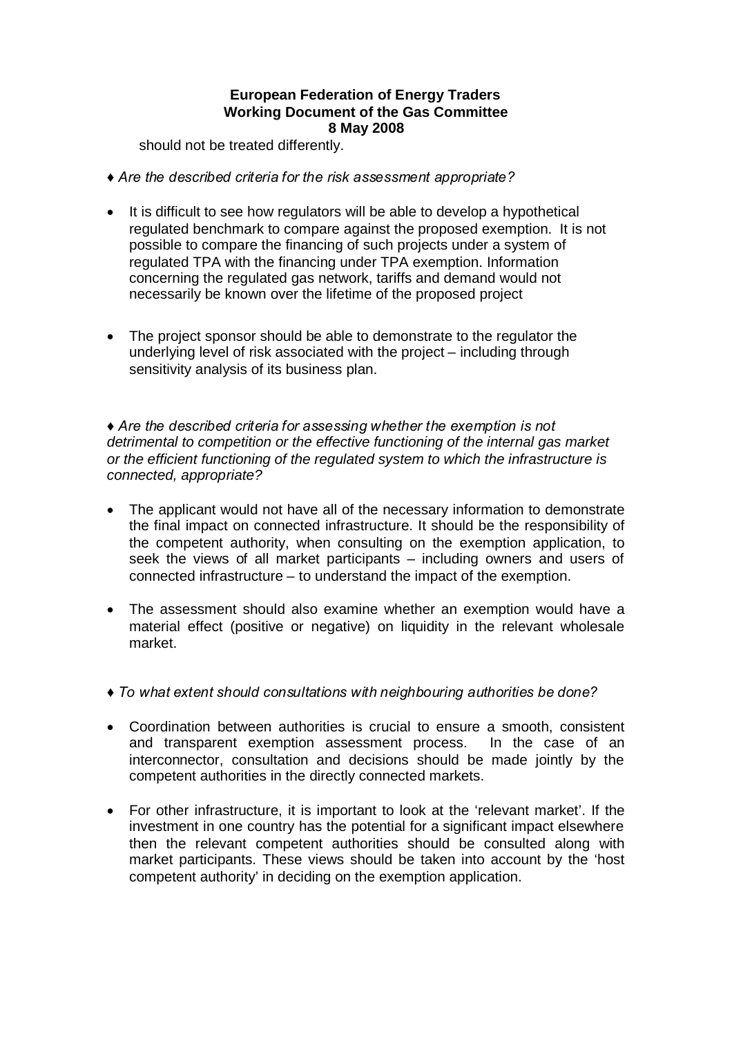should not be treated differently.

♦ *Are the described criteria for the risk assessment appropriate?*

- It is difficult to see how regulators will be able to develop a hypothetical regulated benchmark to compare against the proposed exemption. It is not possible to compare the financing of such projects under a system of regulated TPA with the financing under TPA exemption. Information concerning the regulated gas network, tariffs and demand would not necessarily be known over the lifetime of the proposed project

- The project sponsor should be able to demonstrate to the regulator the underlying level of risk associated with the project – including through sensitivity analysis of its business plan.

♦ *Are the described criteria for assessing whether the exemption is not detrimental to competition or the effective functioning of the internal gas market or the efficient functioning of the regulated system to which the infrastructure is connected, appropriate?*

- The applicant would not have all of the necessary information to demonstrate the final impact on connected infrastructure. It should be the responsibility of the competent authority, when consulting on the exemption application, to seek the views of all market participants – including owners and users of connected infrastructure – to understand the impact of the exemption.

- The assessment should also examine whether an exemption would have a material effect (positive or negative) on liquidity in the relevant wholesale market.

♦ *To what extent should consultations with neighbouring authorities be done?*

- Coordination between authorities is crucial to ensure a smooth, consistent and transparent exemption assessment process. In the case of an interconnector, consultation and decisions should be made jointly by the competent authorities in the directly connected markets.

- For other infrastructure, it is important to look at the 'relevant market'. If the investment in one country has the potential for a significant impact elsewhere then the relevant competent authorities should be consulted along with market participants. These views should be taken into account by the 'host competent authority' in deciding on the exemption application.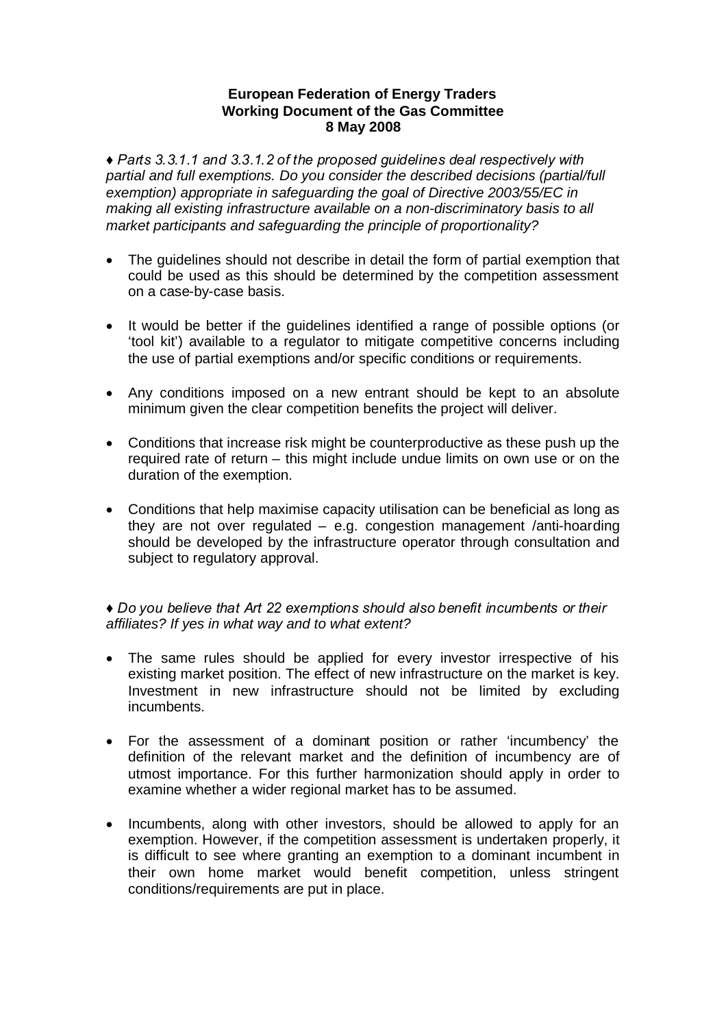**European Federation of Energy Traders**
**Working Document of the Gas Committee**
**8 May 2008**

♦ *Parts 3.3.1.1 and 3.3.1.2 of the proposed guidelines deal respectively with partial and full exemptions. Do you consider the described decisions (partial/full exemption) appropriate in safeguarding the goal of Directive 2003/55/EC in making all existing infrastructure available on a non-discriminatory basis to all market participants and safeguarding the principle of proportionality?*

- The guidelines should not describe in detail the form of partial exemption that could be used as this should be determined by the competition assessment on a case-by-case basis.
- It would be better if the guidelines identified a range of possible options (or 'tool kit') available to a regulator to mitigate competitive concerns including the use of partial exemptions and/or specific conditions or requirements.
- Any conditions imposed on a new entrant should be kept to an absolute minimum given the clear competition benefits the project will deliver.
- Conditions that increase risk might be counterproductive as these push up the required rate of return – this might include undue limits on own use or on the duration of the exemption.
- Conditions that help maximise capacity utilisation can be beneficial as long as they are not over regulated – e.g. congestion management /anti-hoarding should be developed by the infrastructure operator through consultation and subject to regulatory approval.

♦ *Do you believe that Art 22 exemptions should also benefit incumbents or their affiliates? If yes in what way and to what extent?*

- The same rules should be applied for every investor irrespective of his existing market position. The effect of new infrastructure on the market is key. Investment in new infrastructure should not be limited by excluding incumbents.
- For the assessment of a dominant position or rather 'incumbency' the definition of the relevant market and the definition of incumbency are of utmost importance. For this further harmonization should apply in order to examine whether a wider regional market has to be assumed.
- Incumbents, along with other investors, should be allowed to apply for an exemption. However, if the competition assessment is undertaken properly, it is difficult to see where granting an exemption to a dominant incumbent in their own home market would benefit competition, unless stringent conditions/requirements are put in place.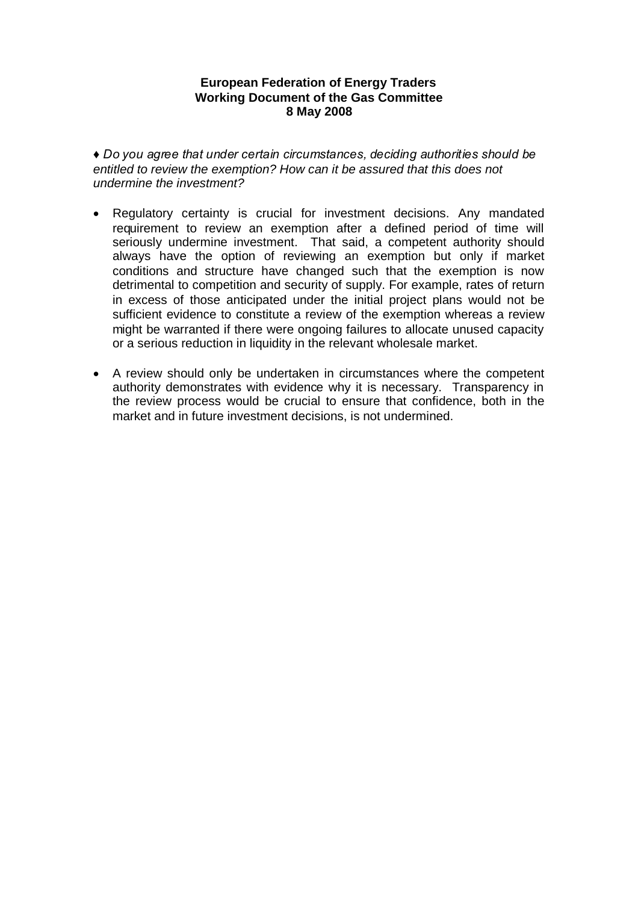**European Federation of Energy Traders**
**Working Document of the Gas Committee**
**8 May 2008**

♦ *Do you agree that under certain circumstances, deciding authorities should be entitled to review the exemption? How can it be assured that this does not undermine the investment?*

- Regulatory certainty is crucial for investment decisions. Any mandated requirement to review an exemption after a defined period of time will seriously undermine investment. That said, a competent authority should always have the option of reviewing an exemption but only if market conditions and structure have changed such that the exemption is now detrimental to competition and security of supply. For example, rates of return in excess of those anticipated under the initial project plans would not be sufficient evidence to constitute a review of the exemption whereas a review might be warranted if there were ongoing failures to allocate unused capacity or a serious reduction in liquidity in the relevant wholesale market.

- A review should only be undertaken in circumstances where the competent authority demonstrates with evidence why it is necessary. Transparency in the review process would be crucial to ensure that confidence, both in the market and in future investment decisions, is not undermined.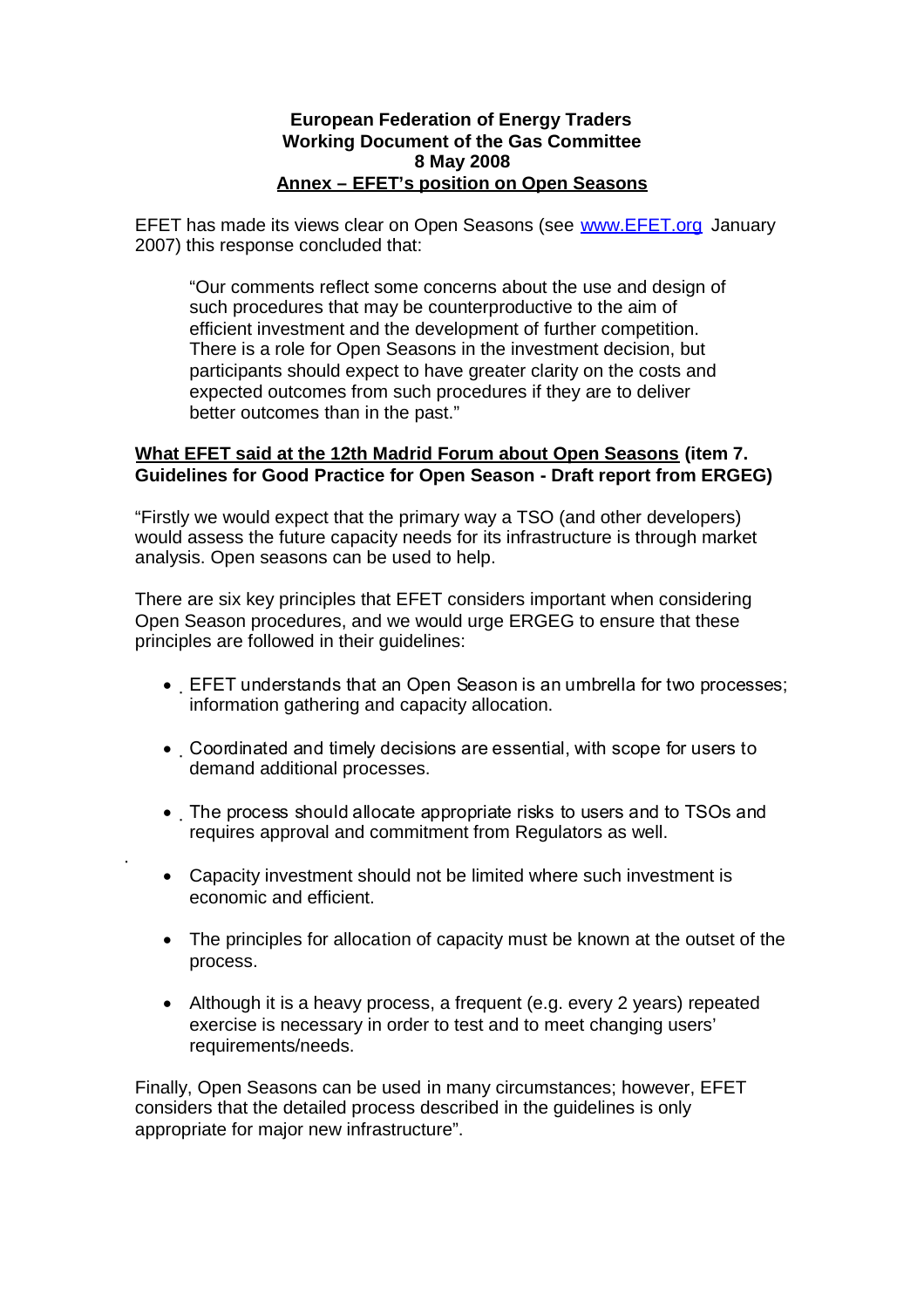**European Federation of Energy Traders**
**Working Document of the Gas Committee**
**8 May 2008**
**Annex – EFET's position on Open Seasons**

EFET has made its views clear on Open Seasons (see www.EFET.org January 2007) this response concluded that:

> "Our comments reflect some concerns about the use and design of such procedures that may be counterproductive to the aim of efficient investment and the development of further competition. There is a role for Open Seasons in the investment decision, but participants should expect to have greater clarity on the costs and expected outcomes from such procedures if they are to deliver better outcomes than in the past."

**What EFET said at the 12th Madrid Forum about Open Seasons (item 7. Guidelines for Good Practice for Open Season - Draft report from ERGEG)**

"Firstly we would expect that the primary way a TSO (and other developers) would assess the future capacity needs for its infrastructure is through market analysis. Open seasons can be used to help.

There are six key principles that EFET considers important when considering Open Season procedures, and we would urge ERGEG to ensure that these principles are followed in their guidelines:

- EFET understands that an Open Season is an umbrella for two processes; information gathering and capacity allocation.
- Coordinated and timely decisions are essential, with scope for users to demand additional processes.
- The process should allocate appropriate risks to users and to TSOs and requires approval and commitment from Regulators as well.
- Capacity investment should not be limited where such investment is economic and efficient.
- The principles for allocation of capacity must be known at the outset of the process.
- Although it is a heavy process, a frequent (e.g. every 2 years) repeated exercise is necessary in order to test and to meet changing users' requirements/needs.

Finally, Open Seasons can be used in many circumstances; however, EFET considers that the detailed process described in the guidelines is only appropriate for major new infrastructure".